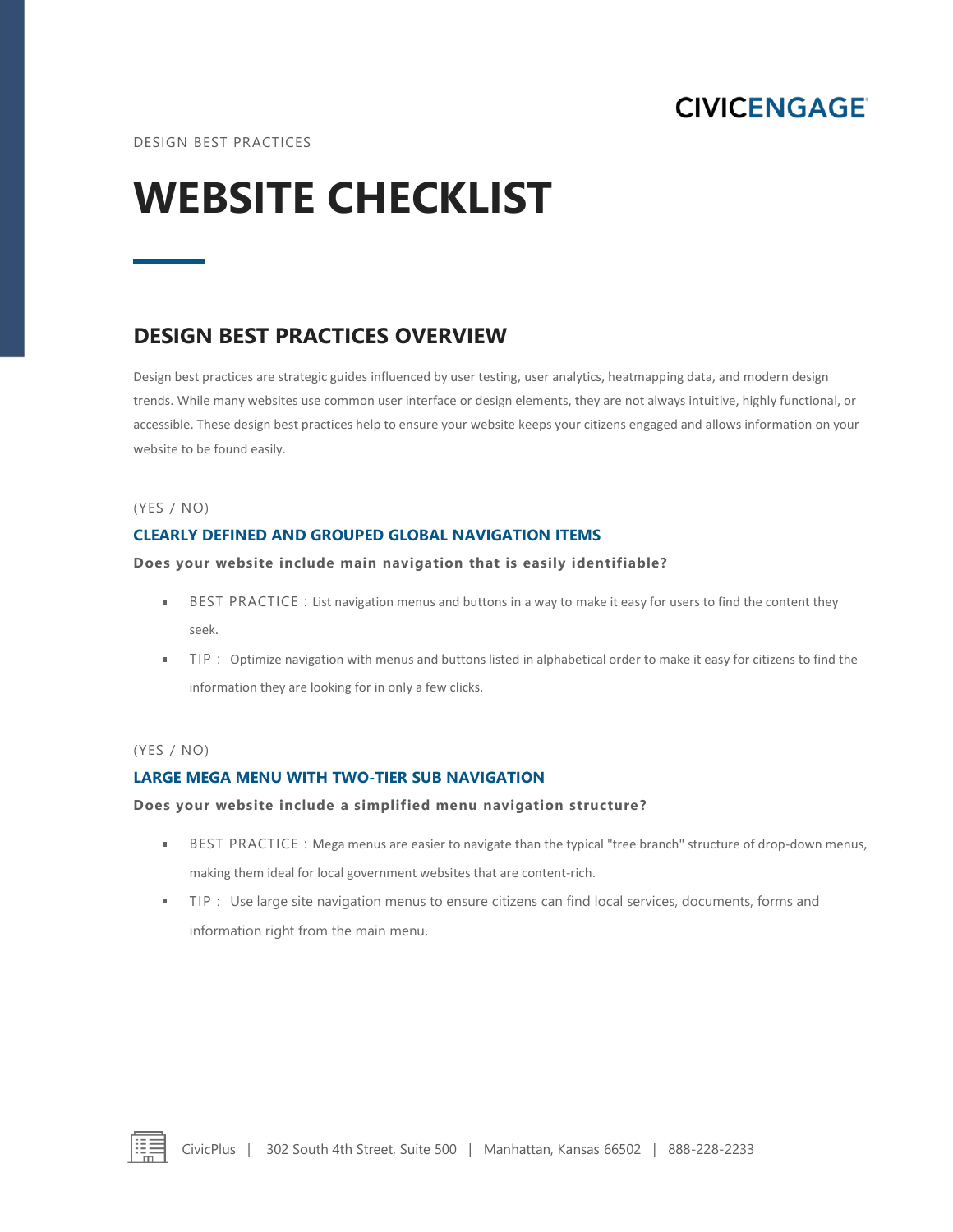CIVICENGAGE

DESIGN BEST PRACTICES

# WEBSITE CHECKLIST

## DESIGN BEST PRACTICES OVERVIEW

Design best practices are strategic guides influenced by user testing, user analytics, heatmapping data, and modern design trends. While many websites use common user interface or design elements, they are not always intuitive, highly functional, or accessible. These design best practices help to ensure your website keeps your citizens engaged and allows information on your website to be found easily.

(YES / NO)

### CLEARLY DEFINED AND GROUPED GLOBAL NAVIGATION ITEMS

**Does your website include main navigation that is easily identifiable?**

- BEST PRACTICE : List navigation menus and buttons in a way to make it easy for users to find the content they seek.
- TIP : Optimize navigation with menus and buttons listed in alphabetical order to make it easy for citizens to find the information they are looking for in only a few clicks.

(YES / NO)

### LARGE MEGA MENU WITH TWO-TIER SUB NAVIGATION

**Does your website include a simplified menu navigation structure?**

- BEST PRACTICE : Mega menus are easier to navigate than the typical "tree branch" structure of drop-down menus, making them ideal for local government websites that are content-rich.
- TIP : Use large site navigation menus to ensure citizens can find local services, documents, forms and information right from the main menu.

CivicPlus | 302 South 4th Street, Suite 500 | Manhattan, Kansas 66502 | 888-228-2233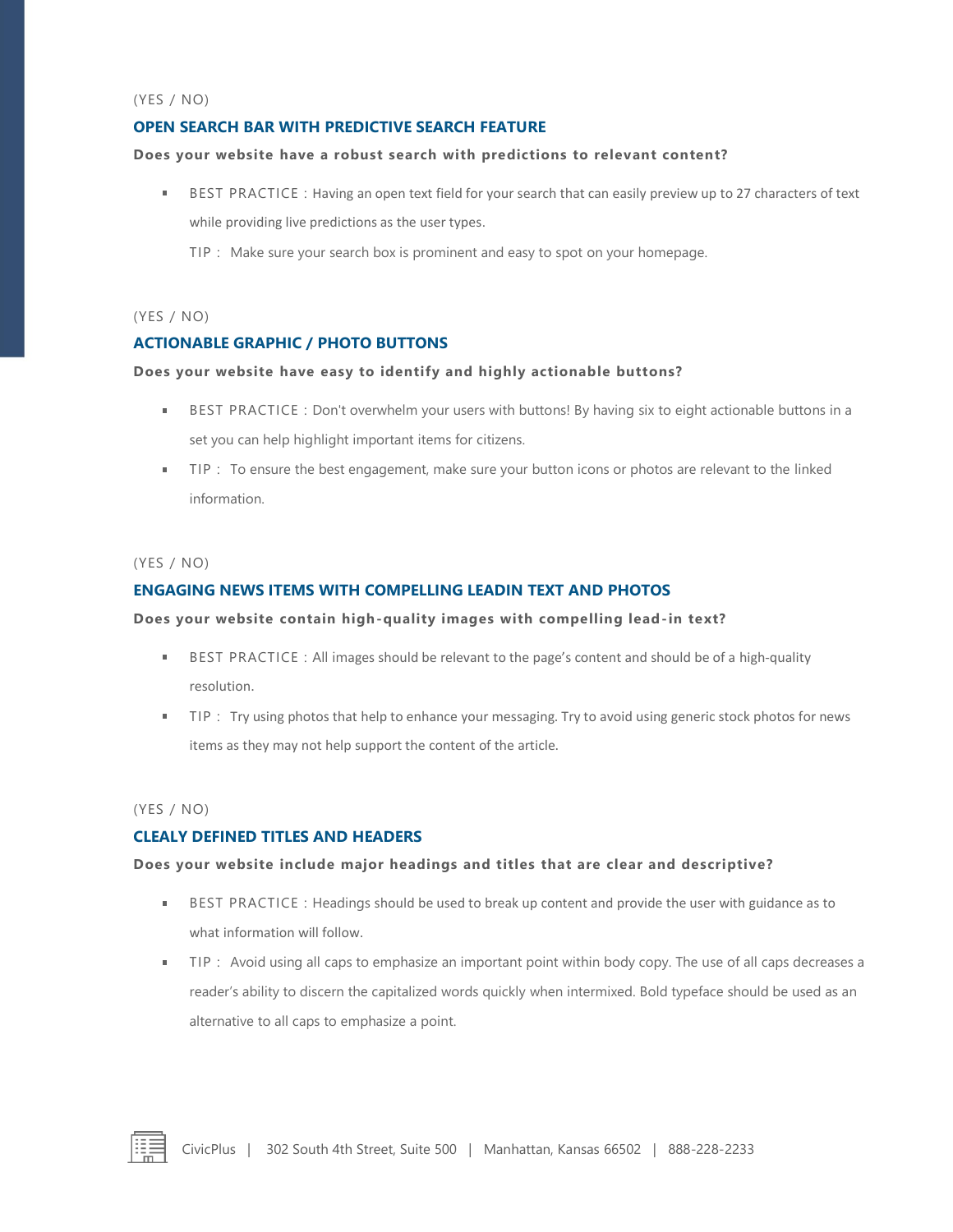(YES / NO)

### OPEN SEARCH BAR WITH PREDICTIVE SEARCH FEATURE

**Does your website have a robust search with predictions to relevant content?**

- BEST PRACTICE : Having an open text field for your search that can easily preview up to 27 characters of text while providing live predictions as the user types.

  TIP : Make sure your search box is prominent and easy to spot on your homepage.

(YES / NO)

### ACTIONABLE GRAPHIC / PHOTO BUTTONS

**Does your website have easy to identify and highly actionable buttons?**

- BEST PRACTICE : Don't overwhelm your users with buttons! By having six to eight actionable buttons in a set you can help highlight important items for citizens.
- TIP : To ensure the best engagement, make sure your button icons or photos are relevant to the linked information.

(YES / NO)

### ENGAGING NEWS ITEMS WITH COMPELLING LEADIN TEXT AND PHOTOS

**Does your website contain high-quality images with compelling lead-in text?**

- BEST PRACTICE : All images should be relevant to the page's content and should be of a high-quality resolution.
- TIP : Try using photos that help to enhance your messaging. Try to avoid using generic stock photos for news items as they may not help support the content of the article.

(YES / NO)

### CLEALY DEFINED TITLES AND HEADERS

**Does your website include major headings and titles that are clear and descriptive?**

- BEST PRACTICE : Headings should be used to break up content and provide the user with guidance as to what information will follow.
- TIP : Avoid using all caps to emphasize an important point within body copy. The use of all caps decreases a reader's ability to discern the capitalized words quickly when intermixed. Bold typeface should be used as an alternative to all caps to emphasize a point.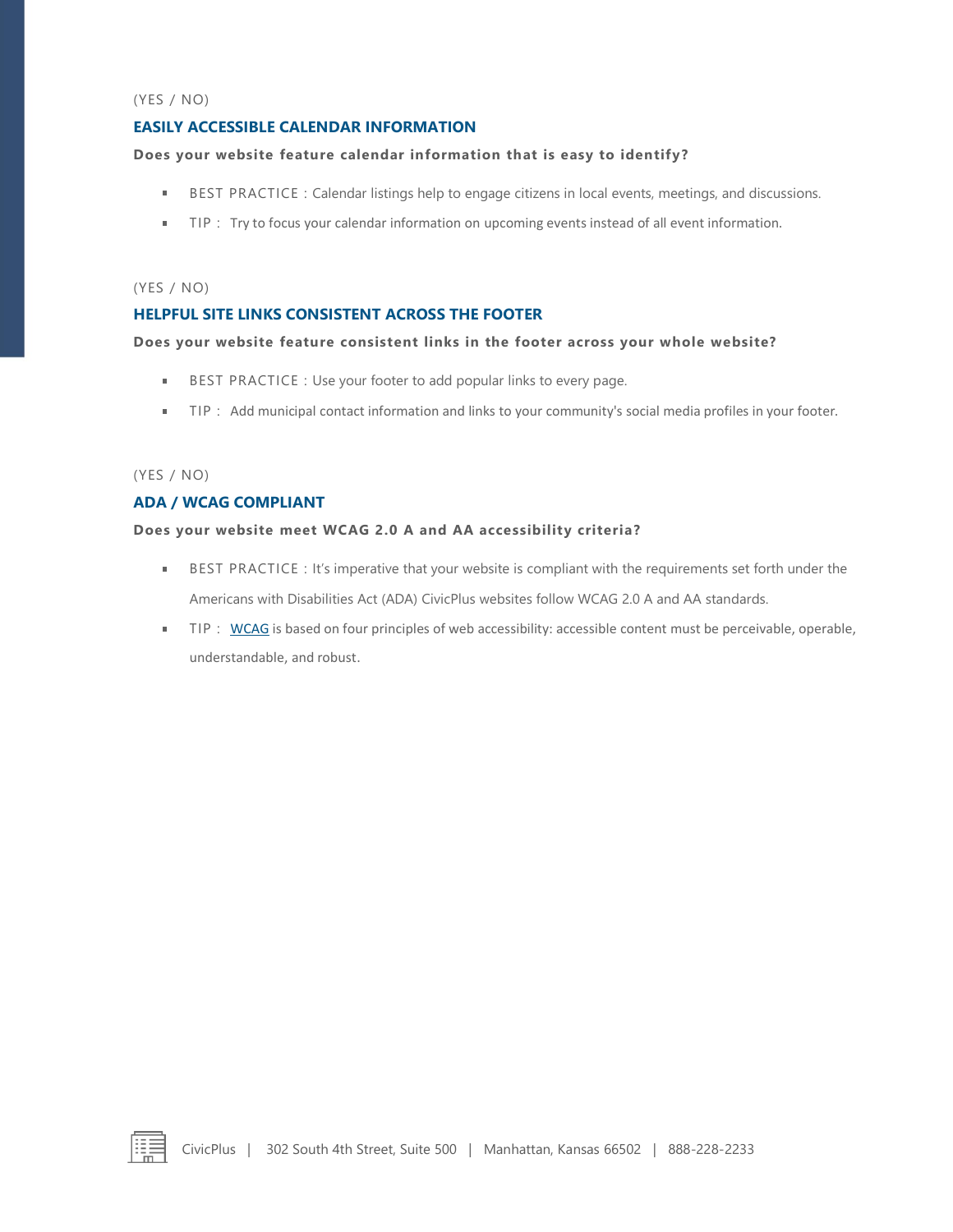(YES / NO)

### EASILY ACCESSIBLE CALENDAR INFORMATION

**Does your website feature calendar information that is easy to identify?**

- BEST PRACTICE : Calendar listings help to engage citizens in local events, meetings, and discussions.
- TIP : Try to focus your calendar information on upcoming events instead of all event information.

(YES / NO)

### HELPFUL SITE LINKS CONSISTENT ACROSS THE FOOTER

**Does your website feature consistent links in the footer across your whole website?**

- BEST PRACTICE : Use your footer to add popular links to every page.
- TIP : Add municipal contact information and links to your community's social media profiles in your footer.

(YES / NO)

### ADA / WCAG COMPLIANT

**Does your website meet WCAG 2.0 A and AA accessibility criteria?**

- BEST PRACTICE : It's imperative that your website is compliant with the requirements set forth under the Americans with Disabilities Act (ADA) CivicPlus websites follow WCAG 2.0 A and AA standards.
- TIP : WCAG is based on four principles of web accessibility: accessible content must be perceivable, operable, understandable, and robust.